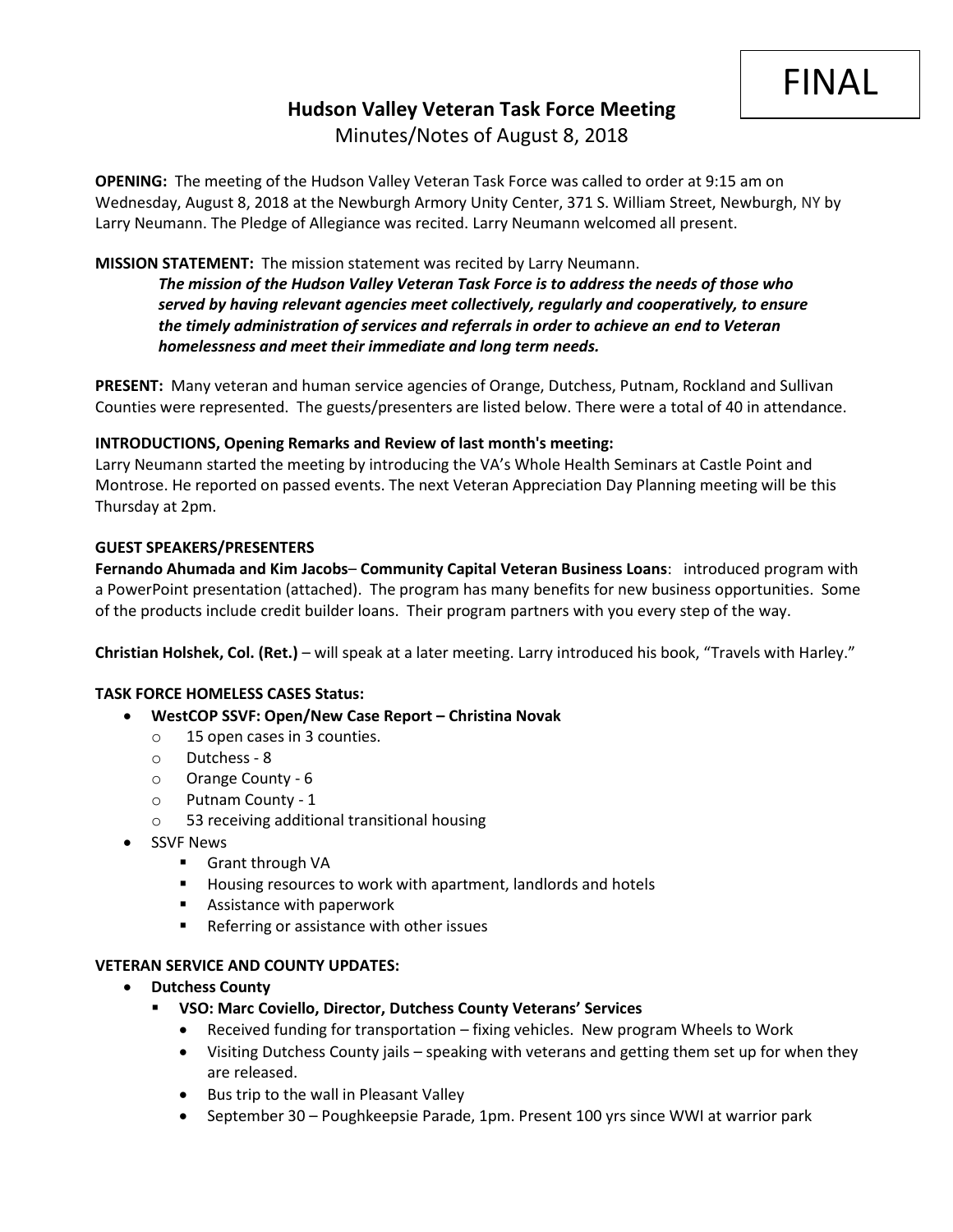FINAL

# Hudson Valley Veteran Task Force Meeting

Minutes/Notes of August 8, 2018

**OPENING:** The meeting of the Hudson Valley Veteran Task Force was called to order at 9:15 am on Wednesday, August 8, 2018 at the Newburgh Armory Unity Center, 371 S. William Street, Newburgh, NY by Larry Neumann. The Pledge of Allegiance was recited. Larry Neumann welcomed all present.

**MISSION STATEMENT:** The mission statement was recited by Larry Neumann.

> ***The mission of the Hudson Valley Veteran Task Force is to address the needs of those who served by having relevant agencies meet collectively, regularly and cooperatively, to ensure the timely administration of services and referrals in order to achieve an end to Veteran homelessness and meet their immediate and long term needs.***

**PRESENT:** Many veteran and human service agencies of Orange, Dutchess, Putnam, Rockland and Sullivan Counties were represented. The guests/presenters are listed below. There were a total of 40 in attendance.

**INTRODUCTIONS, Opening Remarks and Review of last month's meeting:**

Larry Neumann started the meeting by introducing the VA's Whole Health Seminars at Castle Point and Montrose. He reported on passed events. The next Veteran Appreciation Day Planning meeting will be this Thursday at 2pm.

**GUEST SPEAKERS/PRESENTERS**

**Fernando Ahumada and Kim Jacobs**– **Community Capital Veteran Business Loans**: introduced program with a PowerPoint presentation (attached). The program has many benefits for new business opportunities. Some of the products include credit builder loans. Their program partners with you every step of the way.

**Christian Holshek, Col. (Ret.)** – will speak at a later meeting. Larry introduced his book, "Travels with Harley."

**TASK FORCE HOMELESS CASES Status:**

- **WestCOP SSVF: Open/New Case Report – Christina Novak**
  - 15 open cases in 3 counties.
  - Dutchess - 8
  - Orange County - 6
  - Putnam County - 1
  - 53 receiving additional transitional housing
- SSVF News
  - Grant through VA
  - Housing resources to work with apartment, landlords and hotels
  - Assistance with paperwork
  - Referring or assistance with other issues

**VETERAN SERVICE AND COUNTY UPDATES:**

- **Dutchess County**
  - **VSO: Marc Coviello, Director, Dutchess County Veterans' Services**
    - Received funding for transportation – fixing vehicles. New program Wheels to Work
    - Visiting Dutchess County jails – speaking with veterans and getting them set up for when they are released.
    - Bus trip to the wall in Pleasant Valley
    - September 30 – Poughkeepsie Parade, 1pm. Present 100 yrs since WWI at warrior park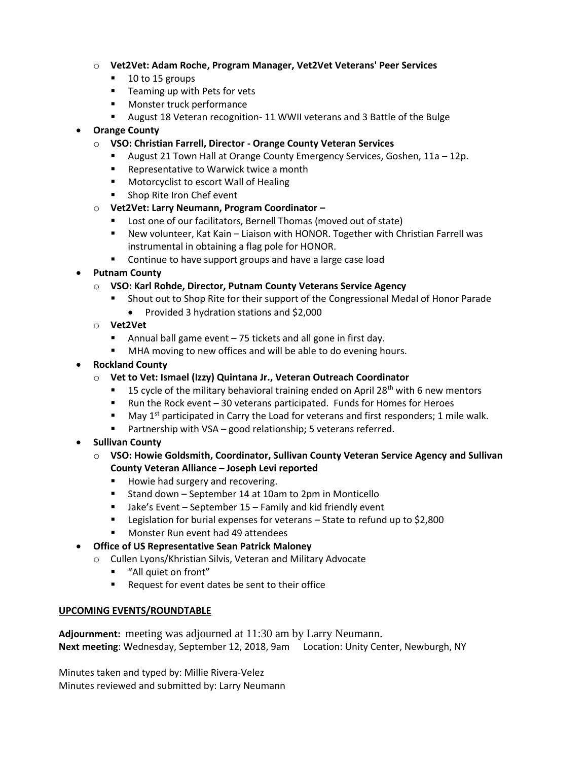- **Vet2Vet: Adam Roche, Program Manager, Vet2Vet Veterans' Peer Services**
  - 10 to 15 groups
  - Teaming up with Pets for vets
  - Monster truck performance
  - August 18 Veteran recognition- 11 WWII veterans and 3 Battle of the Bulge

- **Orange County**
  - **VSO: Christian Farrell, Director - Orange County Veteran Services**
    - August 21 Town Hall at Orange County Emergency Services, Goshen, 11a – 12p.
    - Representative to Warwick twice a month
    - Motorcyclist to escort Wall of Healing
    - Shop Rite Iron Chef event
  - **Vet2Vet: Larry Neumann, Program Coordinator –**
    - Lost one of our facilitators, Bernell Thomas (moved out of state)
    - New volunteer, Kat Kain – Liaison with HONOR. Together with Christian Farrell was instrumental in obtaining a flag pole for HONOR.
    - Continue to have support groups and have a large case load

- **Putnam County**
  - **VSO: Karl Rohde, Director, Putnam County Veterans Service Agency**
    - Shout out to Shop Rite for their support of the Congressional Medal of Honor Parade
      - Provided 3 hydration stations and $2,000
  - **Vet2Vet**
    - Annual ball game event – 75 tickets and all gone in first day.
    - MHA moving to new offices and will be able to do evening hours.

- **Rockland County**
  - **Vet to Vet: Ismael (Izzy) Quintana Jr., Veteran Outreach Coordinator**
    - 15 cycle of the military behavioral training ended on April 28th with 6 new mentors
    - Run the Rock event – 30 veterans participated. Funds for Homes for Heroes
    - May 1st participated in Carry the Load for veterans and first responders; 1 mile walk.
    - Partnership with VSA – good relationship; 5 veterans referred.

- **Sullivan County**
  - **VSO: Howie Goldsmith, Coordinator, Sullivan County Veteran Service Agency and Sullivan County Veteran Alliance – Joseph Levi reported**
    - Howie had surgery and recovering.
    - Stand down – September 14 at 10am to 2pm in Monticello
    - Jake's Event – September 15 – Family and kid friendly event
    - Legislation for burial expenses for veterans – State to refund up to $2,800
    - Monster Run event had 49 attendees

- **Office of US Representative Sean Patrick Maloney**
  - Cullen Lyons/Khristian Silvis, Veteran and Military Advocate
    - "All quiet on front"
    - Request for event dates be sent to their office

**UPCOMING EVENTS/ROUNDTABLE**

**Adjournment:** meeting was adjourned at 11:30 am by Larry Neumann.
**Next meeting**: Wednesday, September 12, 2018, 9am Location: Unity Center, Newburgh, NY

Minutes taken and typed by: Millie Rivera-Velez
Minutes reviewed and submitted by: Larry Neumann